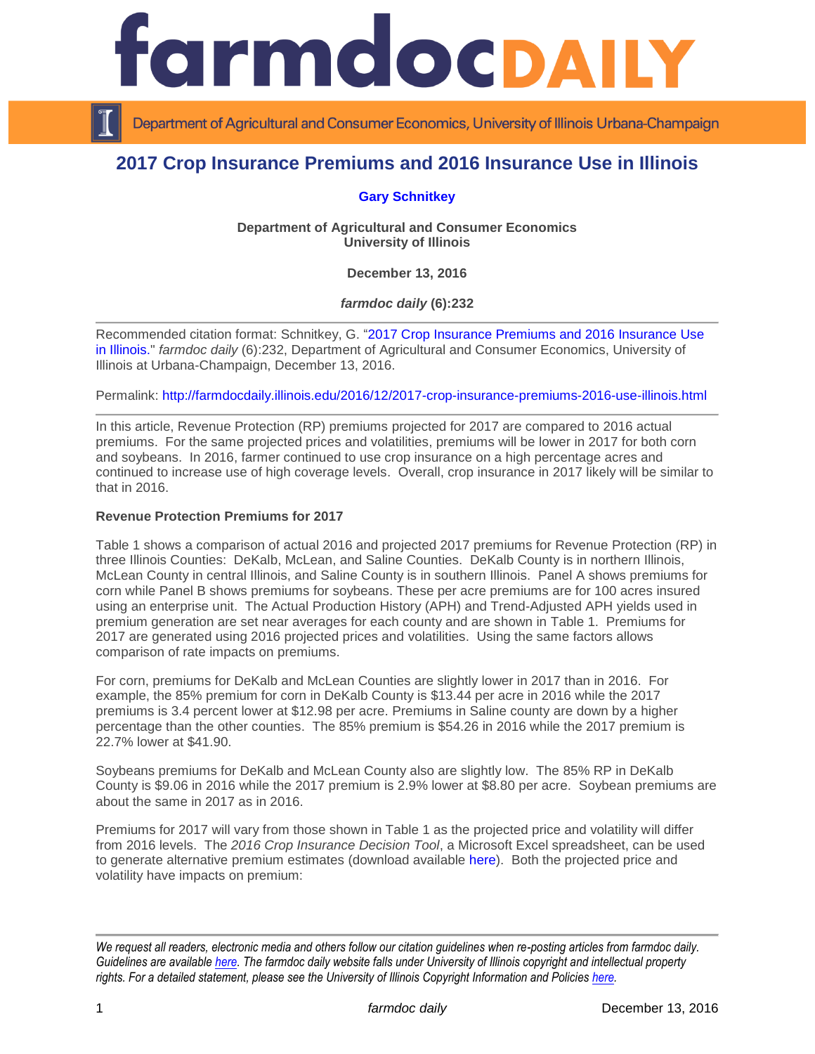# 2017 Crop Insurance Premiums and 2016 Insurance Use in Illinois

**Gary Schnitkey**

**Department of Agricultural and Consumer Economics**
**University of Illinois**

**December 13, 2016**

***farmdoc daily* (6):232**

---

Recommended citation format: Schnitkey, G. "2017 Crop Insurance Premiums and 2016 Insurance Use in Illinois." *farmdoc daily* (6):232, Department of Agricultural and Consumer Economics, University of Illinois at Urbana-Champaign, December 13, 2016.

Permalink: http://farmdocdaily.illinois.edu/2016/12/2017-crop-insurance-premiums-2016-use-illinois.html

---

In this article, Revenue Protection (RP) premiums projected for 2017 are compared to 2016 actual premiums. For the same projected prices and volatilities, premiums will be lower in 2017 for both corn and soybeans. In 2016, farmer continued to use crop insurance on a high percentage acres and continued to increase use of high coverage levels. Overall, crop insurance in 2017 likely will be similar to that in 2016.

**Revenue Protection Premiums for 2017**

Table 1 shows a comparison of actual 2016 and projected 2017 premiums for Revenue Protection (RP) in three Illinois Counties: DeKalb, McLean, and Saline Counties. DeKalb County is in northern Illinois, McLean County in central Illinois, and Saline County is in southern Illinois. Panel A shows premiums for corn while Panel B shows premiums for soybeans. These per acre premiums are for 100 acres insured using an enterprise unit. The Actual Production History (APH) and Trend-Adjusted APH yields used in premium generation are set near averages for each county and are shown in Table 1. Premiums for 2017 are generated using 2016 projected prices and volatilities. Using the same factors allows comparison of rate impacts on premiums.

For corn, premiums for DeKalb and McLean Counties are slightly lower in 2017 than in 2016. For example, the 85% premium for corn in DeKalb County is $13.44 per acre in 2016 while the 2017 premiums is 3.4 percent lower at $12.98 per acre. Premiums in Saline county are down by a higher percentage than the other counties. The 85% premium is $54.26 in 2016 while the 2017 premium is 22.7% lower at $41.90.

Soybeans premiums for DeKalb and McLean County also are slightly low. The 85% RP in DeKalb County is $9.06 in 2016 while the 2017 premium is 2.9% lower at $8.80 per acre. Soybean premiums are about the same in 2017 as in 2016.

Premiums for 2017 will vary from those shown in Table 1 as the projected price and volatility will differ from 2016 levels. The *2016 Crop Insurance Decision Tool*, a Microsoft Excel spreadsheet, can be used to generate alternative premium estimates (download available here). Both the projected price and volatility have impacts on premium:

---

*We request all readers, electronic media and others follow our citation guidelines when re-posting articles from farmdoc daily. Guidelines are available here. The farmdoc daily website falls under University of Illinois copyright and intellectual property rights. For a detailed statement, please see the University of Illinois Copyright Information and Policies here.*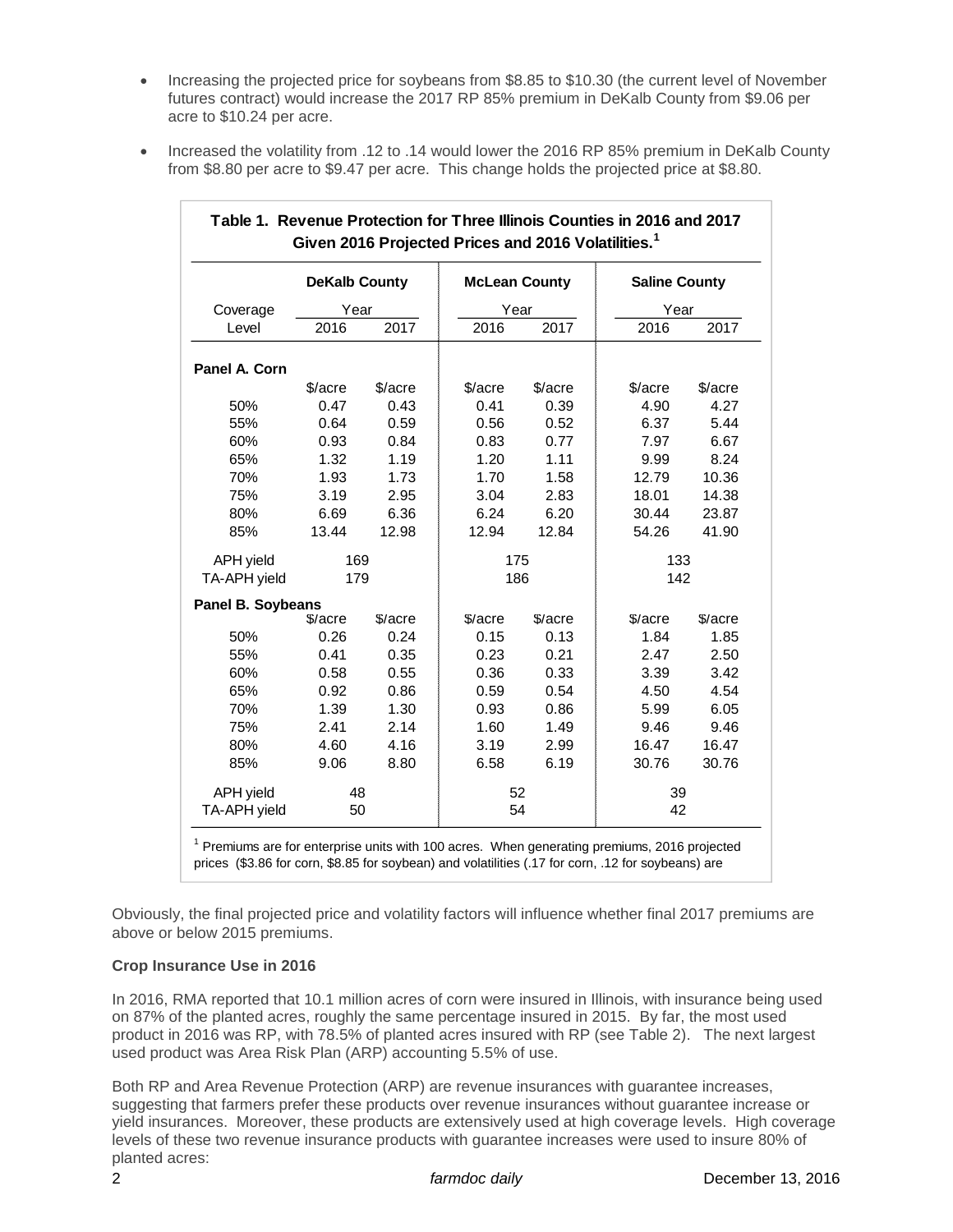- Increasing the projected price for soybeans from \$8.85 to \$10.30 (the current level of November futures contract) would increase the 2017 RP 85% premium in DeKalb County from \$9.06 per acre to \$10.24 per acre.
- Increased the volatility from .12 to .14 would lower the 2016 RP 85% premium in DeKalb County from \$8.80 per acre to \$9.47 per acre. This change holds the projected price at \$8.80.

**Table 1. Revenue Protection for Three Illinois Counties in 2016 and 2017 Given 2016 Projected Prices and 2016 Volatilities.[1]**

| Coverage Level | DeKalb County 2016 | DeKalb County 2017 | McLean County 2016 | McLean County 2017 | Saline County 2016 | Saline County 2017 |
|---|---|---|---|---|---|---|
| **Panel A. Corn** | | | | | | |
| | \$/acre | \$/acre | \$/acre | \$/acre | \$/acre | \$/acre |
| 50% | 0.47 | 0.43 | 0.41 | 0.39 | 4.90 | 4.27 |
| 55% | 0.64 | 0.59 | 0.56 | 0.52 | 6.37 | 5.44 |
| 60% | 0.93 | 0.84 | 0.83 | 0.77 | 7.97 | 6.67 |
| 65% | 1.32 | 1.19 | 1.20 | 1.11 | 9.99 | 8.24 |
| 70% | 1.93 | 1.73 | 1.70 | 1.58 | 12.79 | 10.36 |
| 75% | 3.19 | 2.95 | 3.04 | 2.83 | 18.01 | 14.38 |
| 80% | 6.69 | 6.36 | 6.24 | 6.20 | 30.44 | 23.87 |
| 85% | 13.44 | 12.98 | 12.94 | 12.84 | 54.26 | 41.90 |
| APH yield | 169 | | 175 | | 133 | |
| TA-APH yield | 179 | | 186 | | 142 | |
| **Panel B. Soybeans** | | | | | | |
| | \$/acre | \$/acre | \$/acre | \$/acre | \$/acre | \$/acre |
| 50% | 0.26 | 0.24 | 0.15 | 0.13 | 1.84 | 1.85 |
| 55% | 0.41 | 0.35 | 0.23 | 0.21 | 2.47 | 2.50 |
| 60% | 0.58 | 0.55 | 0.36 | 0.33 | 3.39 | 3.42 |
| 65% | 0.92 | 0.86 | 0.59 | 0.54 | 4.50 | 4.54 |
| 70% | 1.39 | 1.30 | 0.93 | 0.86 | 5.99 | 6.05 |
| 75% | 2.41 | 2.14 | 1.60 | 1.49 | 9.46 | 9.46 |
| 80% | 4.60 | 4.16 | 3.19 | 2.99 | 16.47 | 16.47 |
| 85% | 9.06 | 8.80 | 6.58 | 6.19 | 30.76 | 30.76 |
| APH yield | 48 | | 52 | | 39 | |
| TA-APH yield | 50 | | 54 | | 42 | |

[1] Premiums are for enterprise units with 100 acres. When generating premiums, 2016 projected prices (\$3.86 for corn, \$8.85 for soybean) and volatilities (.17 for corn, .12 for soybeans) are

Obviously, the final projected price and volatility factors will influence whether final 2017 premiums are above or below 2015 premiums.

**Crop Insurance Use in 2016**

In 2016, RMA reported that 10.1 million acres of corn were insured in Illinois, with insurance being used on 87% of the planted acres, roughly the same percentage insured in 2015. By far, the most used product in 2016 was RP, with 78.5% of planted acres insured with RP (see Table 2). The next largest used product was Area Risk Plan (ARP) accounting 5.5% of use.

Both RP and Area Revenue Protection (ARP) are revenue insurances with guarantee increases, suggesting that farmers prefer these products over revenue insurances without guarantee increase or yield insurances. Moreover, these products are extensively used at high coverage levels. High coverage levels of these two revenue insurance products with guarantee increases were used to insure 80% of planted acres: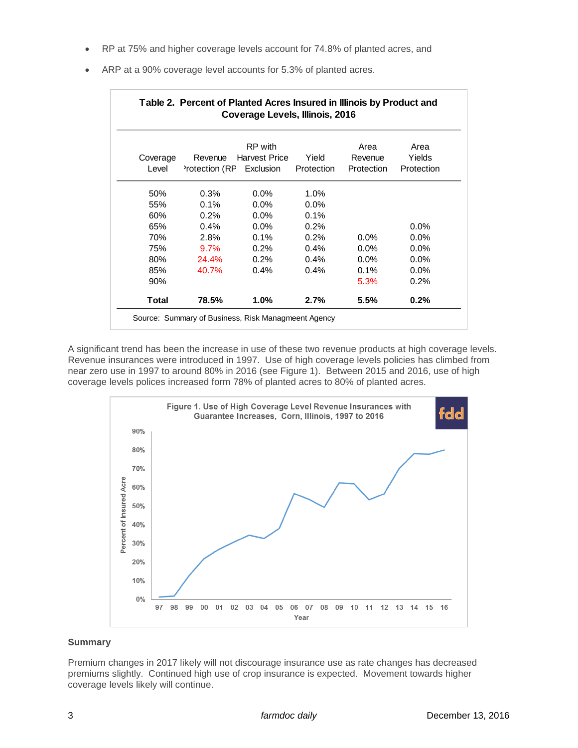- RP at 75% and higher coverage levels account for 74.8% of planted acres, and
- ARP at a 90% coverage level accounts for 5.3% of planted acres.

**Table 2. Percent of Planted Acres Insured in Illinois by Product and Coverage Levels, Illinois, 2016**

| Coverage Level | Revenue Protection (RP | RP with Harvest Price Exclusion | Yield Protection | Area Revenue Protection | Area Yields Protection |
|---|---|---|---|---|---|
| 50% | 0.3% | 0.0% | 1.0% | | |
| 55% | 0.1% | 0.0% | 0.0% | | |
| 60% | 0.2% | 0.0% | 0.1% | | |
| 65% | 0.4% | 0.0% | 0.2% | | 0.0% |
| 70% | 2.8% | 0.1% | 0.2% | 0.0% | 0.0% |
| 75% | 9.7% | 0.2% | 0.4% | 0.0% | 0.0% |
| 80% | 24.4% | 0.2% | 0.4% | 0.0% | 0.0% |
| 85% | 40.7% | 0.4% | 0.4% | 0.1% | 0.0% |
| 90% | | | | 5.3% | 0.2% |
| **Total** | **78.5%** | **1.0%** | **2.7%** | **5.5%** | **0.2%** |

Source: Summary of Business, Risk Managmeent Agency

A significant trend has been the increase in use of these two revenue products at high coverage levels. Revenue insurances were introduced in 1997. Use of high coverage levels policies has climbed from near zero use in 1997 to around 80% in 2016 (see Figure 1). Between 2015 and 2016, use of high coverage levels polices increased form 78% of planted acres to 80% of planted acres.

Figure 1. Use of High Coverage Level Revenue Insurances with Guarantee Increases, Corn, Illinois, 1997 to 2016

fdd

Percent of Insured Acre

90%
80%
70%
60%
50%
40%
30%
20%
10%
0%

97 98 99 00 01 02 03 04 05 06 07 08 09 10 11 12 13 14 15 16

Year

### Summary

Premium changes in 2017 likely will not discourage insurance use as rate changes has decreased premiums slightly. Continued high use of crop insurance is expected. Movement towards higher coverage levels likely will continue.